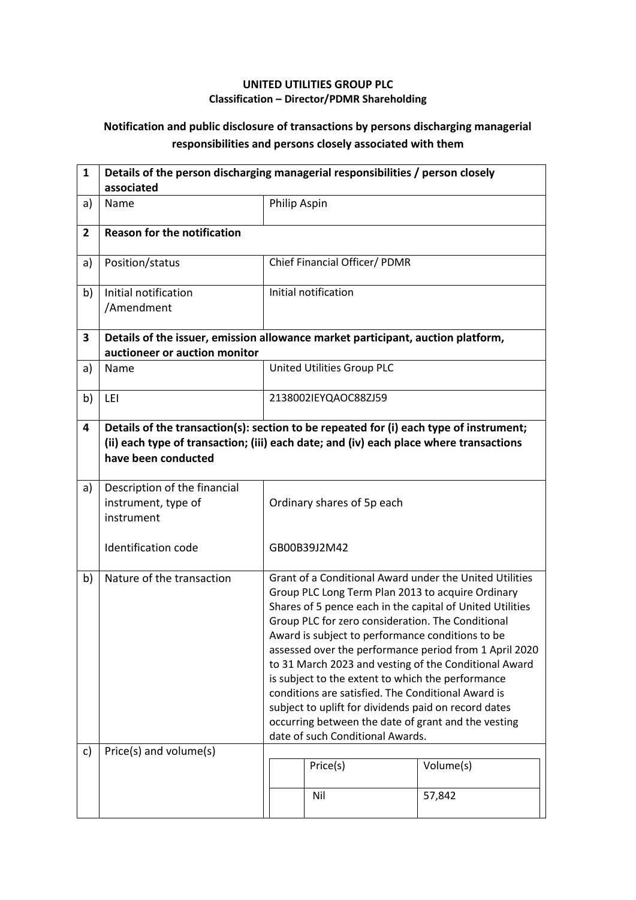**UNITED UTILITIES GROUP PLC**
**Classification – Director/PDMR Shareholding**

## Notification and public disclosure of transactions by persons discharging managerial responsibilities and persons closely associated with them

| 1 | **Details of the person discharging managerial responsibilities / person closely associated** | |
|---|---|---|
| a) | Name | Philip Aspin |
| **2** | **Reason for the notification** | |
| a) | Position/status | Chief Financial Officer/ PDMR |
| b) | Initial notification /Amendment | Initial notification |
| **3** | **Details of the issuer, emission allowance market participant, auction platform, auctioneer or auction monitor** | |
| a) | Name | United Utilities Group PLC |
| b) | LEI | 2138002IEYQAOC88ZJ59 |
| **4** | **Details of the transaction(s): section to be repeated for (i) each type of instrument; (ii) each type of transaction; (iii) each date; and (iv) each place where transactions have been conducted** | |
| a) | Description of the financial instrument, type of instrument<br><br>Identification code | Ordinary shares of 5p each<br><br>GB00B39J2M42 |
| b) | Nature of the transaction | Grant of a Conditional Award under the United Utilities Group PLC Long Term Plan 2013 to acquire Ordinary Shares of 5 pence each in the capital of United Utilities Group PLC for zero consideration. The Conditional Award is subject to performance conditions to be assessed over the performance period from 1 April 2020 to 31 March 2023 and vesting of the Conditional Award is subject to the extent to which the performance conditions are satisfied. The Conditional Award is subject to uplift for dividends paid on record dates occurring between the date of grant and the vesting date of such Conditional Awards. |
| c) | Price(s) and volume(s) | Price(s): Nil<br>Volume(s): 57,842 |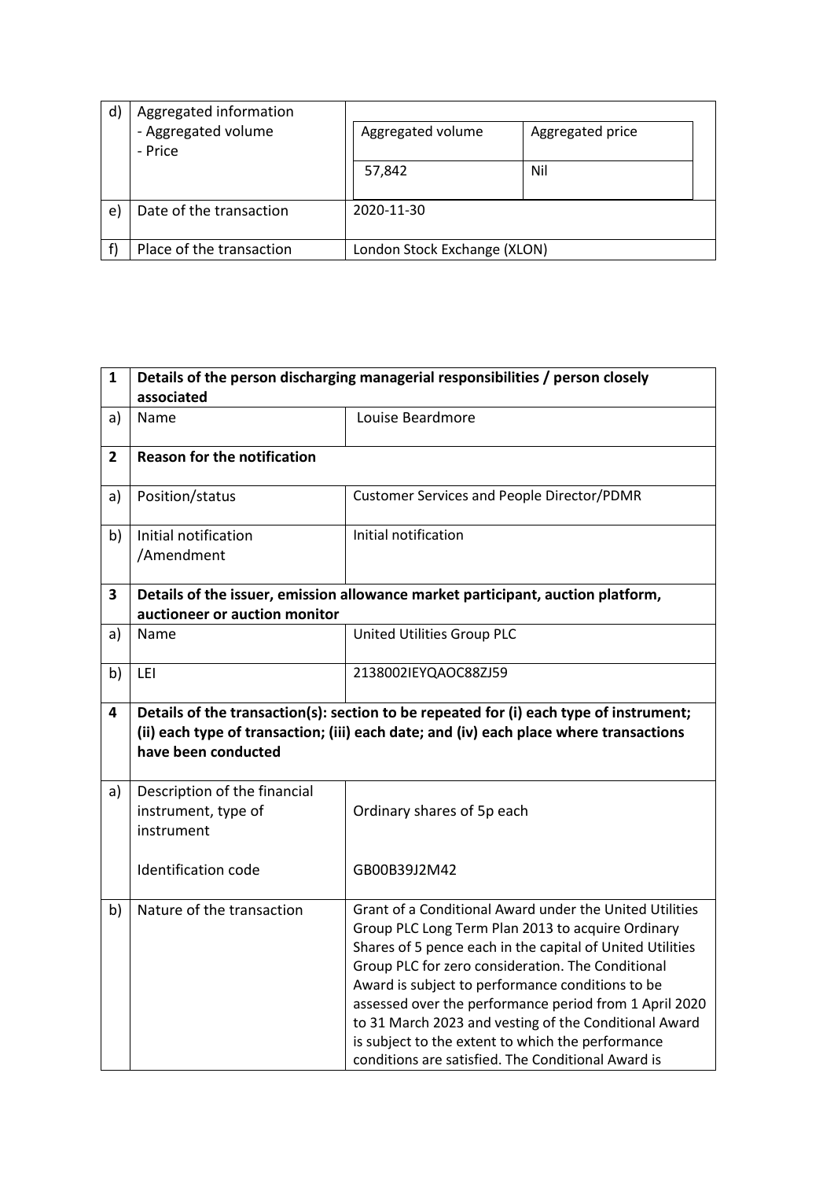| d) | Aggregated information<br>- Aggregated volume<br>- Price | Aggregated volume: 57,842<br>Aggregated price: Nil |
|---|---|---|
| e) | Date of the transaction | 2020-11-30 |
| f) | Place of the transaction | London Stock Exchange (XLON) |

| 1 | **Details of the person discharging managerial responsibilities / person closely associated** | |
|---|---|---|
| a) | Name | Louise Beardmore |
| **2** | **Reason for the notification** | |
| a) | Position/status | Customer Services and People Director/PDMR |
| b) | Initial notification /Amendment | Initial notification |
| **3** | **Details of the issuer, emission allowance market participant, auction platform, auctioneer or auction monitor** | |
| a) | Name | United Utilities Group PLC |
| b) | LEI | 2138002IEYQAOC88ZJ59 |
| **4** | **Details of the transaction(s): section to be repeated for (i) each type of instrument; (ii) each type of transaction; (iii) each date; and (iv) each place where transactions have been conducted** | |
| a) | Description of the financial instrument, type of instrument<br><br>Identification code | Ordinary shares of 5p each<br><br>GB00B39J2M42 |
| b) | Nature of the transaction | Grant of a Conditional Award under the United Utilities Group PLC Long Term Plan 2013 to acquire Ordinary Shares of 5 pence each in the capital of United Utilities Group PLC for zero consideration. The Conditional Award is subject to performance conditions to be assessed over the performance period from 1 April 2020 to 31 March 2023 and vesting of the Conditional Award is subject to the extent to which the performance conditions are satisfied. The Conditional Award is |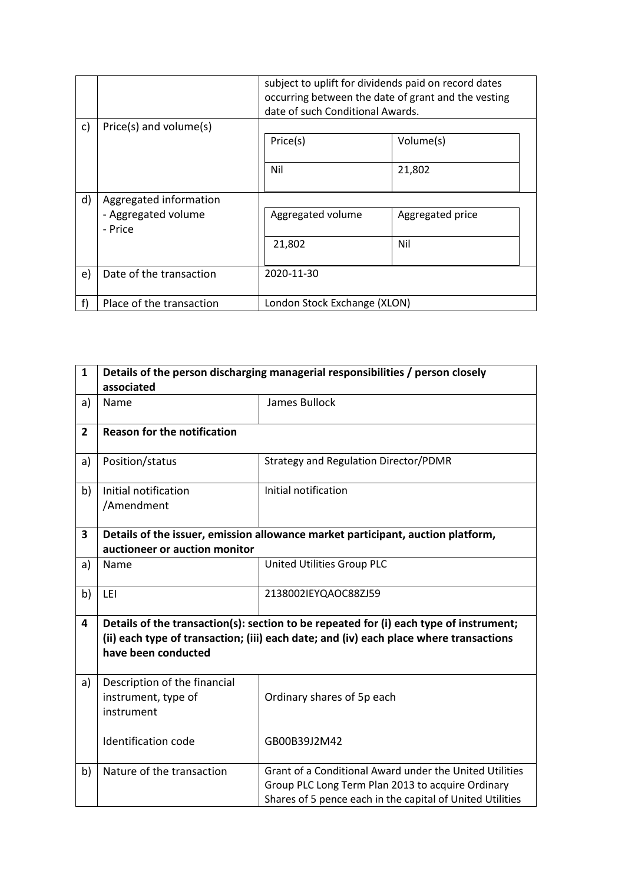| | | |
|---|---|---|
| | | subject to uplift for dividends paid on record dates occurring between the date of grant and the vesting date of such Conditional Awards. |
| c) | Price(s) and volume(s) | Price(s): Nil<br>Volume(s): 21,802 |
| d) | Aggregated information<br>- Aggregated volume<br>- Price | Aggregated volume: 21,802<br>Aggregated price: Nil |
| e) | Date of the transaction | 2020-11-30 |
| f) | Place of the transaction | London Stock Exchange (XLON) |

| | | |
|---|---|---|
| **1** | **Details of the person discharging managerial responsibilities / person closely associated** | |
| a) | Name | James Bullock |
| **2** | **Reason for the notification** | |
| a) | Position/status | Strategy and Regulation Director/PDMR |
| b) | Initial notification /Amendment | Initial notification |
| **3** | **Details of the issuer, emission allowance market participant, auction platform, auctioneer or auction monitor** | |
| a) | Name | United Utilities Group PLC |
| b) | LEI | 2138002IEYQAOC88ZJ59 |
| **4** | **Details of the transaction(s): section to be repeated for (i) each type of instrument; (ii) each type of transaction; (iii) each date; and (iv) each place where transactions have been conducted** | |
| a) | Description of the financial instrument, type of instrument<br><br>Identification code | Ordinary shares of 5p each<br><br>GB00B39J2M42 |
| b) | Nature of the transaction | Grant of a Conditional Award under the United Utilities Group PLC Long Term Plan 2013 to acquire Ordinary Shares of 5 pence each in the capital of United Utilities |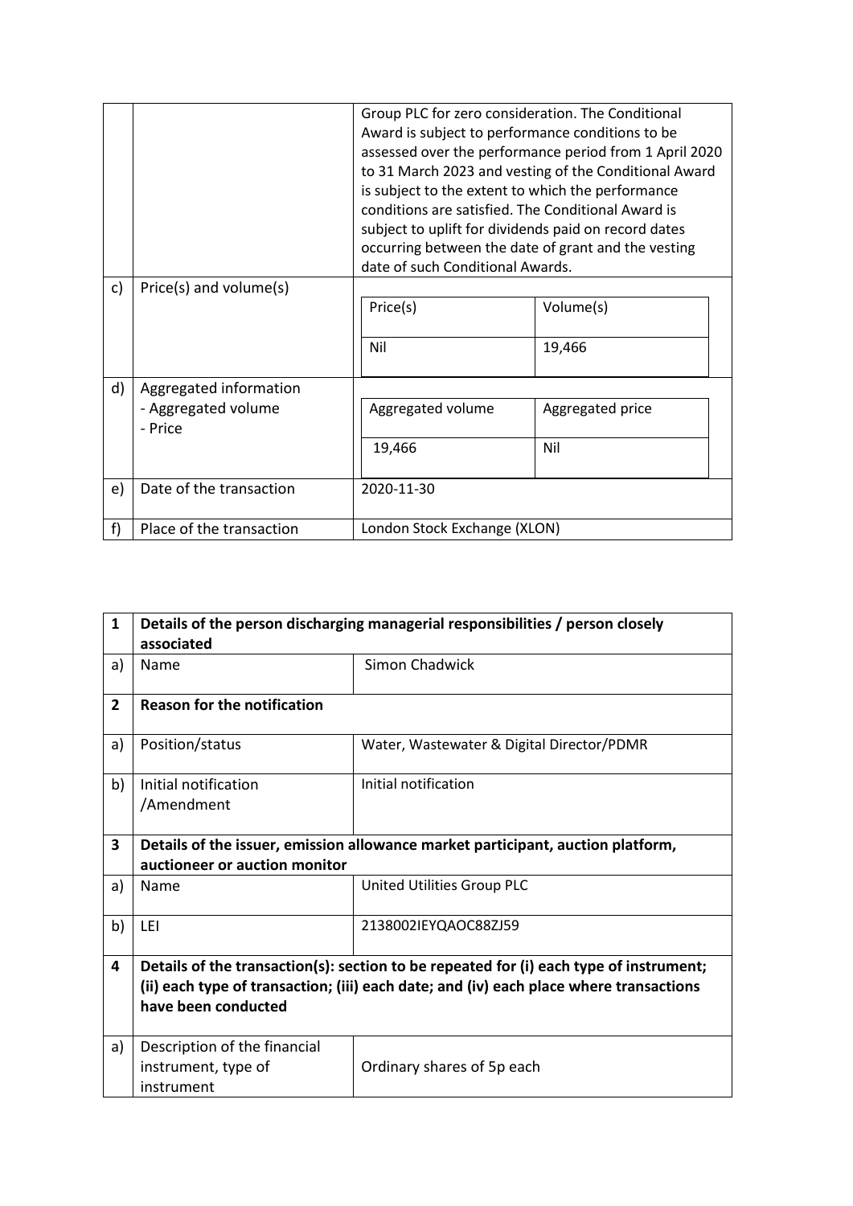|  |  |  |
|---|---|---|
|  |  | Group PLC for zero consideration. The Conditional Award is subject to performance conditions to be assessed over the performance period from 1 April 2020 to 31 March 2023 and vesting of the Conditional Award is subject to the extent to which the performance conditions are satisfied. The Conditional Award is subject to uplift for dividends paid on record dates occurring between the date of grant and the vesting date of such Conditional Awards. |
| c) | Price(s) and volume(s) | Price(s): Nil; Volume(s): 19,466 |
| d) | Aggregated information<br>- Aggregated volume<br>- Price | Aggregated volume: 19,466; Aggregated price: Nil |
| e) | Date of the transaction | 2020-11-30 |
| f) | Place of the transaction | London Stock Exchange (XLON) |

| **1** | **Details of the person discharging managerial responsibilities / person closely associated** | |
|---|---|---|
| a) | Name | Simon Chadwick |
| **2** | **Reason for the notification** | |
| a) | Position/status | Water, Wastewater & Digital Director/PDMR |
| b) | Initial notification /Amendment | Initial notification |
| **3** | **Details of the issuer, emission allowance market participant, auction platform, auctioneer or auction monitor** | |
| a) | Name | United Utilities Group PLC |
| b) | LEI | 2138002IEYQAOC88ZJ59 |
| **4** | **Details of the transaction(s): section to be repeated for (i) each type of instrument; (ii) each type of transaction; (iii) each date; and (iv) each place where transactions have been conducted** | |
| a) | Description of the financial instrument, type of instrument | Ordinary shares of 5p each |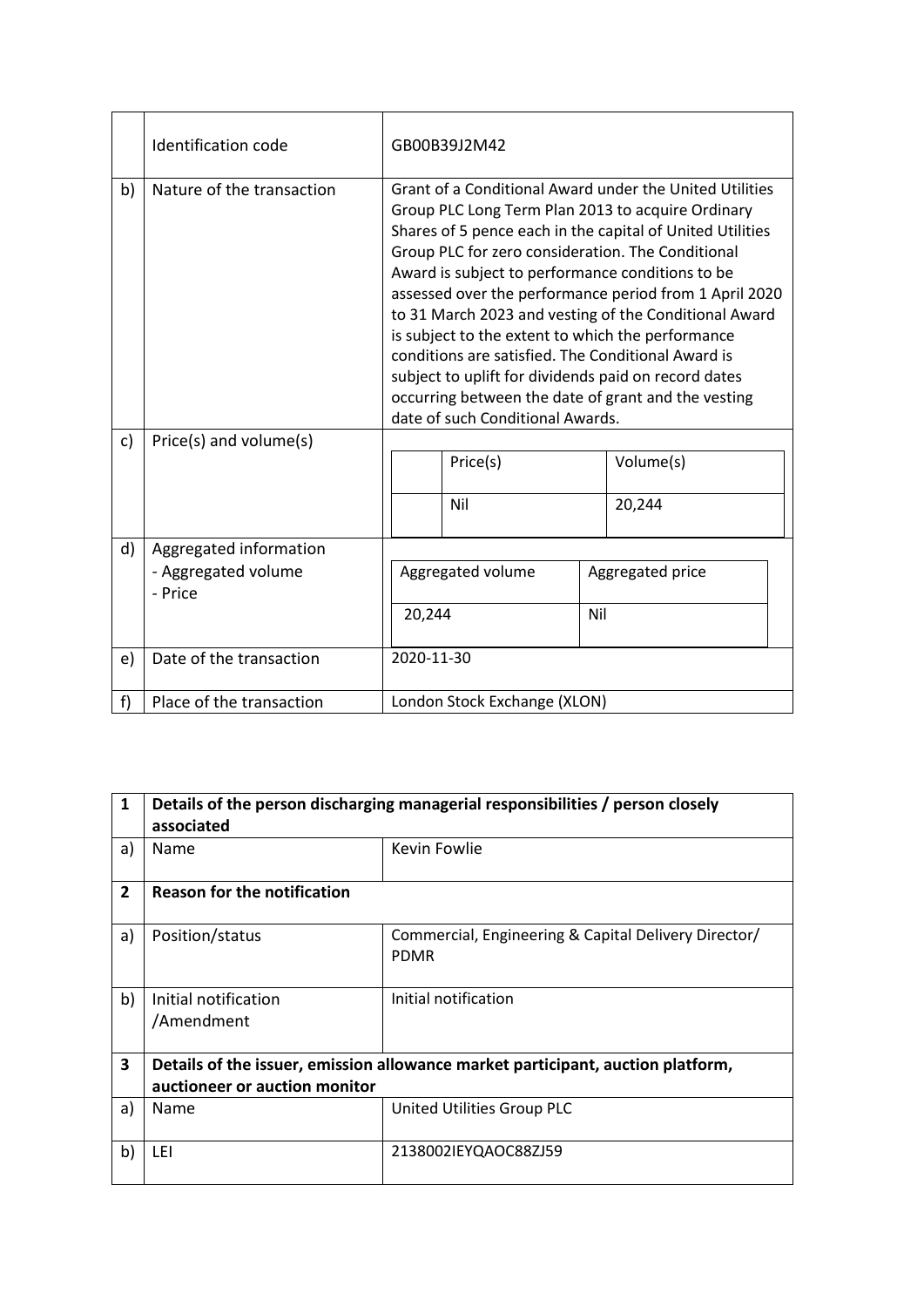|  | Identification code | GB00B39J2M42 |
|---|---|---|
| b) | Nature of the transaction | Grant of a Conditional Award under the United Utilities Group PLC Long Term Plan 2013 to acquire Ordinary Shares of 5 pence each in the capital of United Utilities Group PLC for zero consideration. The Conditional Award is subject to performance conditions to be assessed over the performance period from 1 April 2020 to 31 March 2023 and vesting of the Conditional Award is subject to the extent to which the performance conditions are satisfied. The Conditional Award is subject to uplift for dividends paid on record dates occurring between the date of grant and the vesting date of such Conditional Awards. |
| c) | Price(s) and volume(s) | Price(s): Nil; Volume(s): 20,244 |
| d) | Aggregated information<br>- Aggregated volume<br>- Price | Aggregated volume: 20,244; Aggregated price: Nil |
| e) | Date of the transaction | 2020-11-30 |
| f) | Place of the transaction | London Stock Exchange (XLON) |

| 1 | **Details of the person discharging managerial responsibilities / person closely associated** | |
|---|---|---|
| a) | Name | Kevin Fowlie |
| 2 | **Reason for the notification** | |
| a) | Position/status | Commercial, Engineering & Capital Delivery Director/ PDMR |
| b) | Initial notification /Amendment | Initial notification |
| 3 | **Details of the issuer, emission allowance market participant, auction platform, auctioneer or auction monitor** | |
| a) | Name | United Utilities Group PLC |
| b) | LEI | 2138002IEYQAOC88ZJ59 |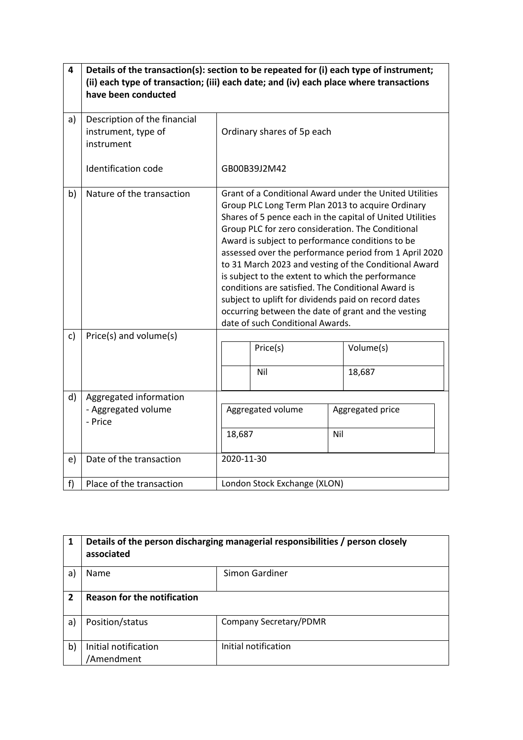| 4 | Details of the transaction(s): section to be repeated for (i) each type of instrument; (ii) each type of transaction; (iii) each date; and (iv) each place where transactions have been conducted | |
|---|---|---|
| a) | Description of the financial instrument, type of instrument<br><br>Identification code | Ordinary shares of 5p each<br><br>GB00B39J2M42 |
| b) | Nature of the transaction | Grant of a Conditional Award under the United Utilities Group PLC Long Term Plan 2013 to acquire Ordinary Shares of 5 pence each in the capital of United Utilities Group PLC for zero consideration. The Conditional Award is subject to performance conditions to be assessed over the performance period from 1 April 2020 to 31 March 2023 and vesting of the Conditional Award is subject to the extent to which the performance conditions are satisfied. The Conditional Award is subject to uplift for dividends paid on record dates occurring between the date of grant and the vesting date of such Conditional Awards. |
| c) | Price(s) and volume(s) | Price(s): Nil<br>Volume(s): 18,687 |
| d) | Aggregated information<br>- Aggregated volume<br>- Price | Aggregated volume: 18,687<br>Aggregated price: Nil |
| e) | Date of the transaction | 2020-11-30 |
| f) | Place of the transaction | London Stock Exchange (XLON) |

| 1 | Details of the person discharging managerial responsibilities / person closely associated | |
|---|---|---|
| a) | Name | Simon Gardiner |
| **2** | **Reason for the notification** | |
| a) | Position/status | Company Secretary/PDMR |
| b) | Initial notification /Amendment | Initial notification |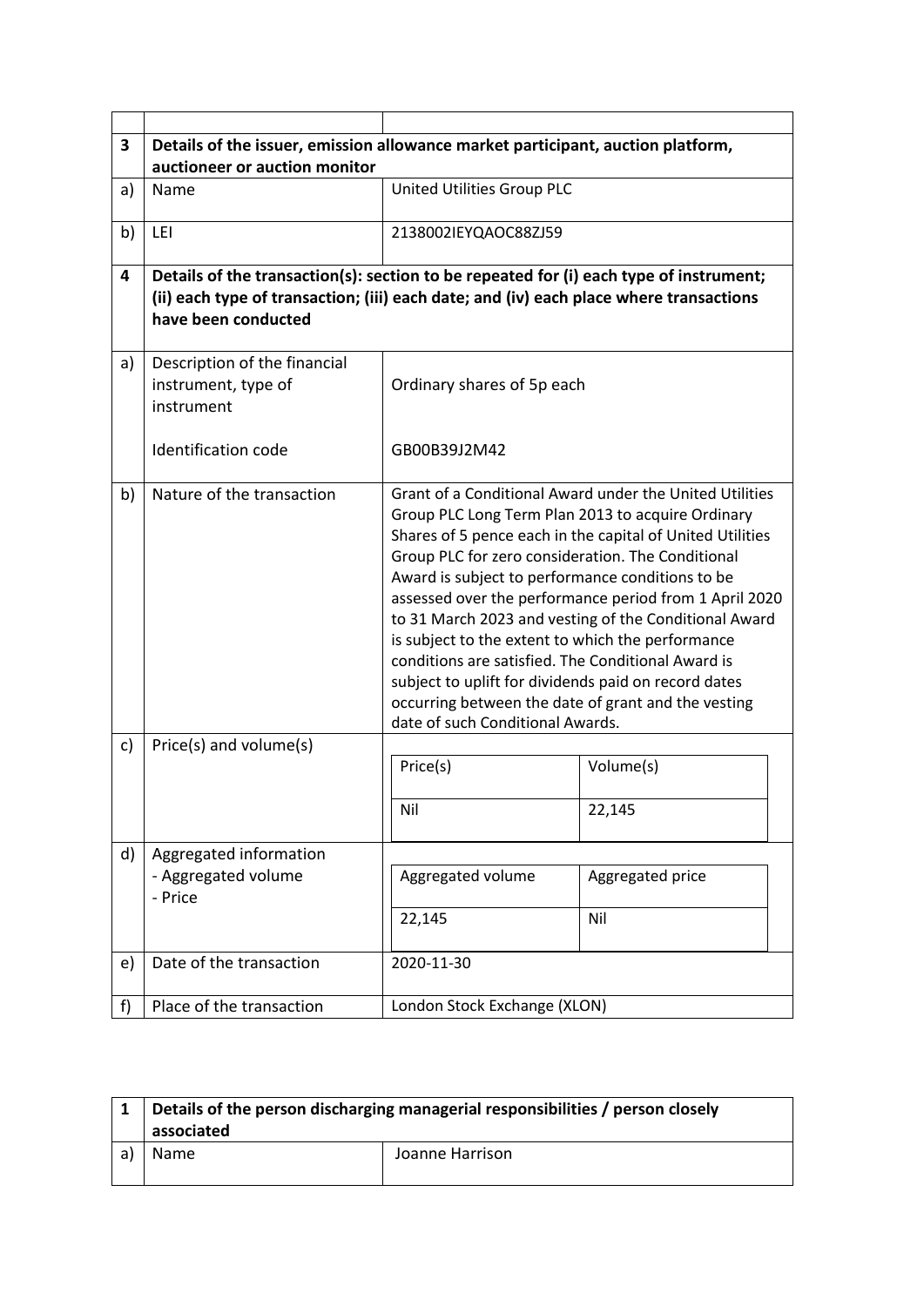| | | |
|---|---|---|
| | | |
| **3** | **Details of the issuer, emission allowance market participant, auction platform, auctioneer or auction monitor** | |
| a) | Name | United Utilities Group PLC |
| b) | LEI | 2138002IEYQAOC88ZJ59 |
| **4** | **Details of the transaction(s): section to be repeated for (i) each type of instrument; (ii) each type of transaction; (iii) each date; and (iv) each place where transactions have been conducted** | |
| a) | Description of the financial instrument, type of instrument<br><br>Identification code | Ordinary shares of 5p each<br><br>GB00B39J2M42 |
| b) | Nature of the transaction | Grant of a Conditional Award under the United Utilities Group PLC Long Term Plan 2013 to acquire Ordinary Shares of 5 pence each in the capital of United Utilities Group PLC for zero consideration. The Conditional Award is subject to performance conditions to be assessed over the performance period from 1 April 2020 to 31 March 2023 and vesting of the Conditional Award is subject to the extent to which the performance conditions are satisfied. The Conditional Award is subject to uplift for dividends paid on record dates occurring between the date of grant and the vesting date of such Conditional Awards. |
| c) | Price(s) and volume(s) | Price(s): Nil<br>Volume(s): 22,145 |
| d) | Aggregated information<br>- Aggregated volume<br>- Price | Aggregated volume: 22,145<br>Aggregated price: Nil |
| e) | Date of the transaction | 2020-11-30 |
| f) | Place of the transaction | London Stock Exchange (XLON) |

| | | |
|---|---|---|
| **1** | **Details of the person discharging managerial responsibilities / person closely associated** | |
| a) | Name | Joanne Harrison |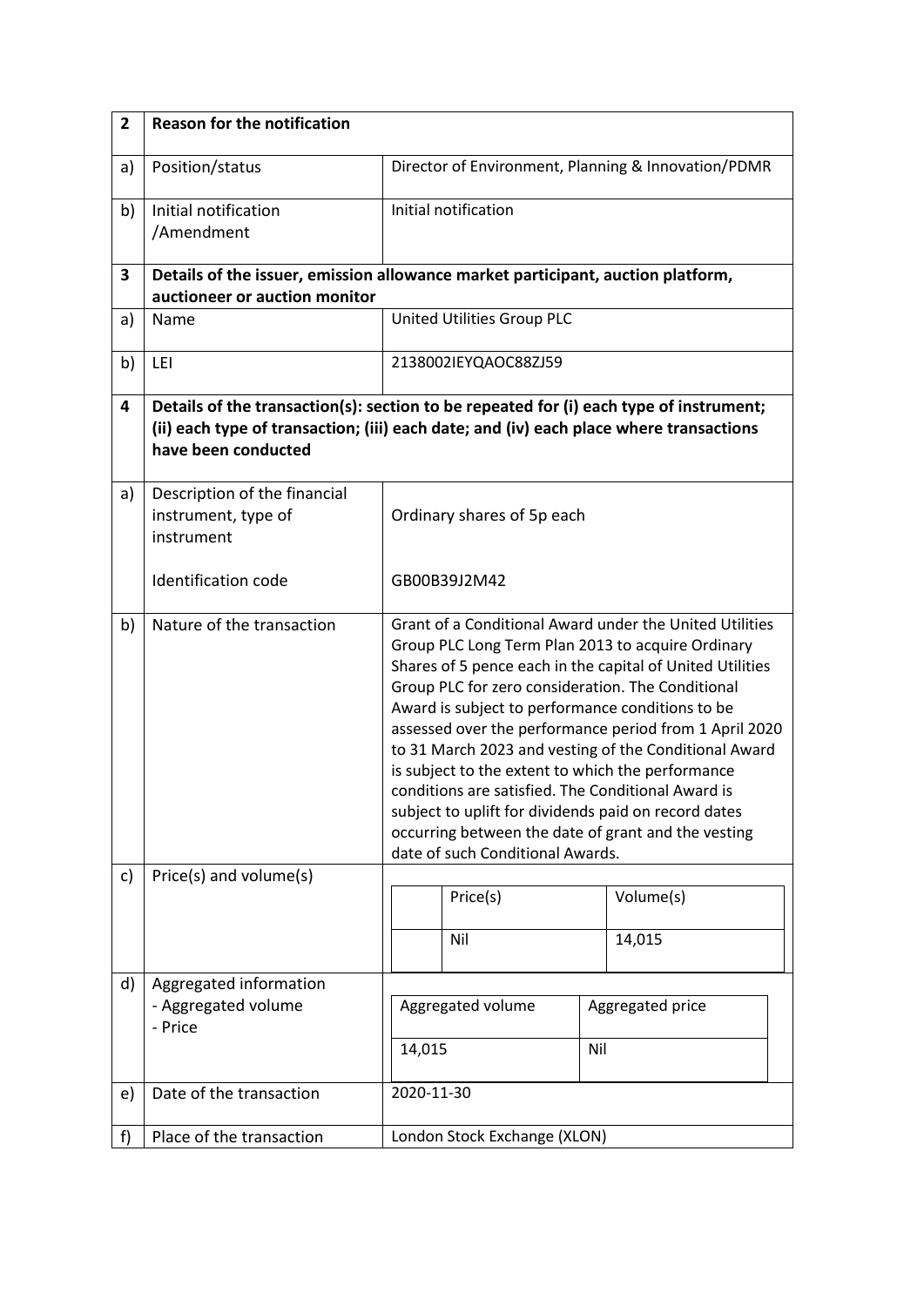| 2 | **Reason for the notification** | |
|---|---|---|
| a) | Position/status | Director of Environment, Planning & Innovation/PDMR |
| b) | Initial notification /Amendment | Initial notification |
| **3** | **Details of the issuer, emission allowance market participant, auction platform, auctioneer or auction monitor** | |
| a) | Name | United Utilities Group PLC |
| b) | LEI | 2138002IEYQAOC88ZJ59 |
| **4** | **Details of the transaction(s): section to be repeated for (i) each type of instrument; (ii) each type of transaction; (iii) each date; and (iv) each place where transactions have been conducted** | |
| a) | Description of the financial instrument, type of instrument<br><br>Identification code | Ordinary shares of 5p each<br><br>GB00B39J2M42 |
| b) | Nature of the transaction | Grant of a Conditional Award under the United Utilities Group PLC Long Term Plan 2013 to acquire Ordinary Shares of 5 pence each in the capital of United Utilities Group PLC for zero consideration. The Conditional Award is subject to performance conditions to be assessed over the performance period from 1 April 2020 to 31 March 2023 and vesting of the Conditional Award is subject to the extent to which the performance conditions are satisfied. The Conditional Award is subject to uplift for dividends paid on record dates occurring between the date of grant and the vesting date of such Conditional Awards. |
| c) | Price(s) and volume(s) | Price(s): Nil<br>Volume(s): 14,015 |
| d) | Aggregated information<br>- Aggregated volume<br>- Price | Aggregated volume: 14,015<br>Aggregated price: Nil |
| e) | Date of the transaction | 2020-11-30 |
| f) | Place of the transaction | London Stock Exchange (XLON) |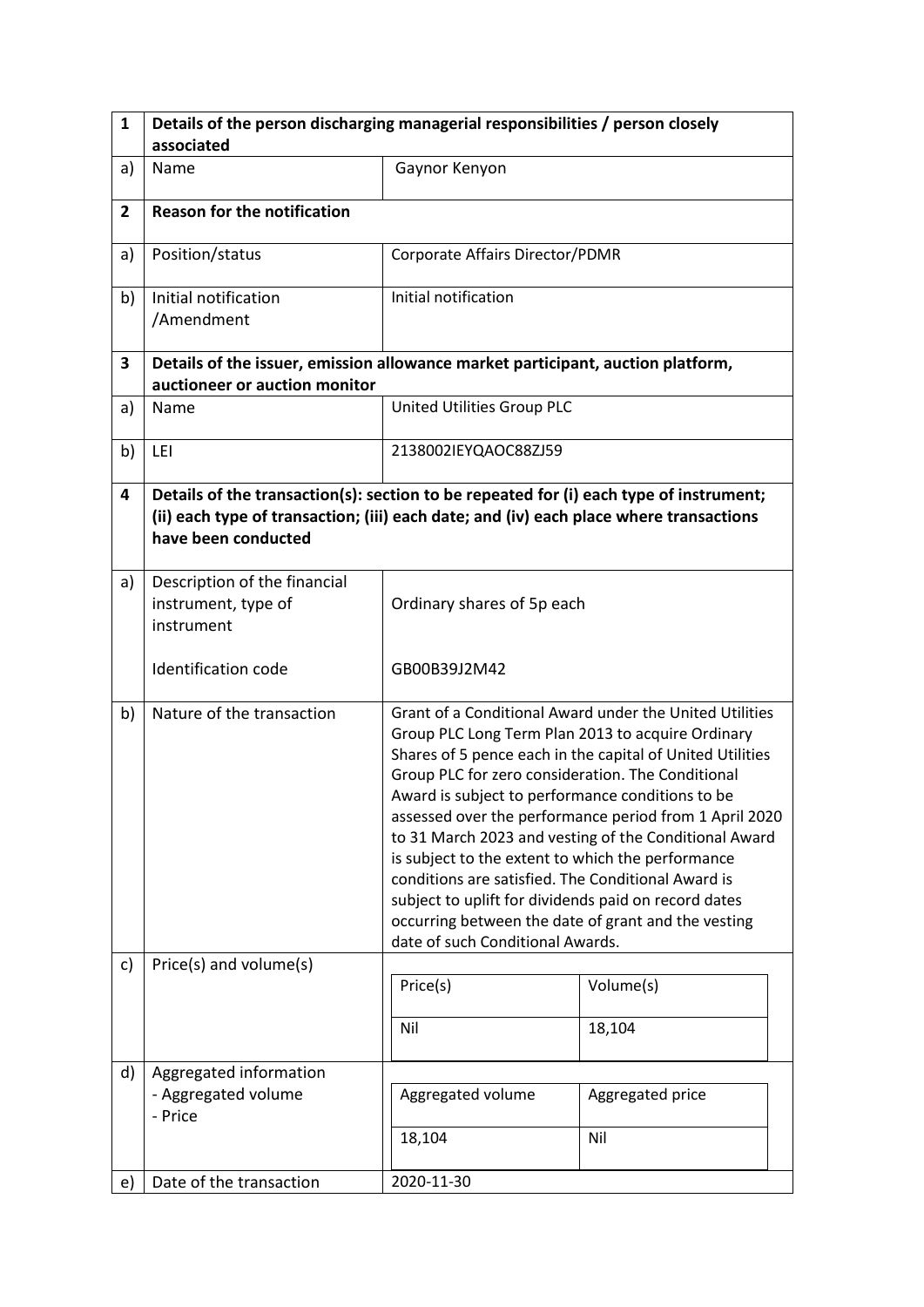| 1 | Details of the person discharging managerial responsibilities / person closely associated | |
|---|---|---|
| a) | Name | Gaynor Kenyon |
| **2** | **Reason for the notification** | |
| a) | Position/status | Corporate Affairs Director/PDMR |
| b) | Initial notification /Amendment | Initial notification |
| **3** | **Details of the issuer, emission allowance market participant, auction platform, auctioneer or auction monitor** | |
| a) | Name | United Utilities Group PLC |
| b) | LEI | 2138002IEYQAOC88ZJ59 |
| **4** | **Details of the transaction(s): section to be repeated for (i) each type of instrument; (ii) each type of transaction; (iii) each date; and (iv) each place where transactions have been conducted** | |
| a) | Description of the financial instrument, type of instrument<br><br>Identification code | Ordinary shares of 5p each<br><br>GB00B39J2M42 |
| b) | Nature of the transaction | Grant of a Conditional Award under the United Utilities Group PLC Long Term Plan 2013 to acquire Ordinary Shares of 5 pence each in the capital of United Utilities Group PLC for zero consideration. The Conditional Award is subject to performance conditions to be assessed over the performance period from 1 April 2020 to 31 March 2023 and vesting of the Conditional Award is subject to the extent to which the performance conditions are satisfied. The Conditional Award is subject to uplift for dividends paid on record dates occurring between the date of grant and the vesting date of such Conditional Awards. |
| c) | Price(s) and volume(s) | Price(s): Nil<br>Volume(s): 18,104 |
| d) | Aggregated information<br>- Aggregated volume<br>- Price | Aggregated volume: 18,104<br>Aggregated price: Nil |
| e) | Date of the transaction | 2020-11-30 |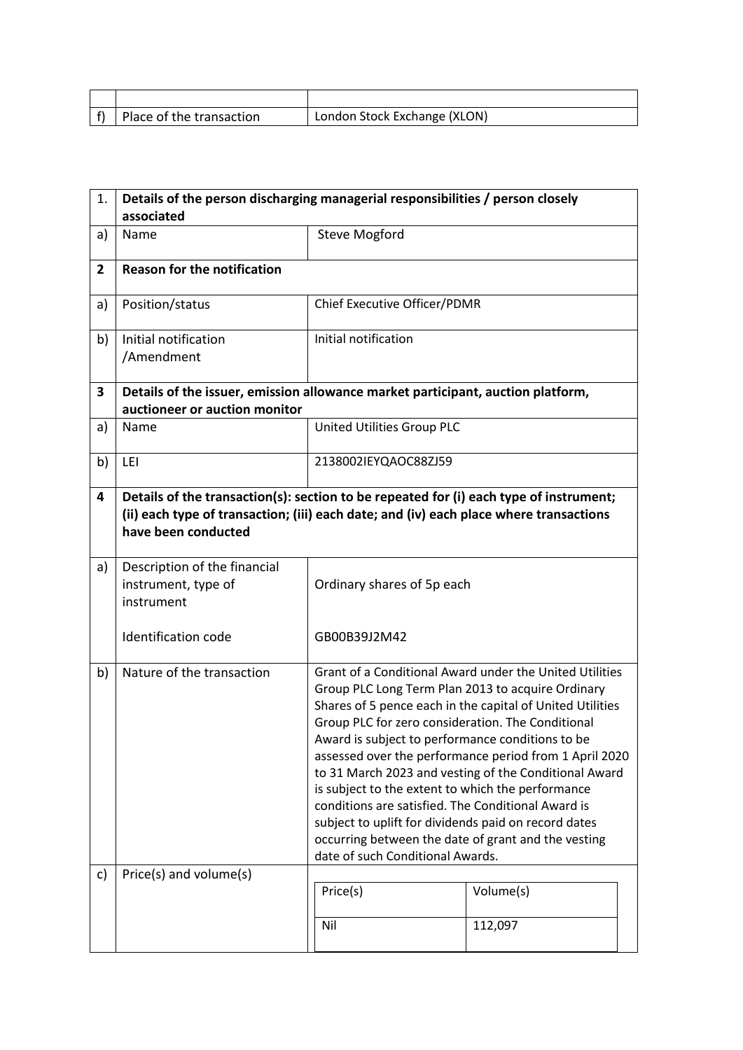| | | |
|---|---|---|
| f) | Place of the transaction | London Stock Exchange (XLON) |

| 1. | Details of the person discharging managerial responsibilities / person closely associated | |
|---|---|---|
| a) | Name | Steve Mogford |
| **2** | **Reason for the notification** | |
| a) | Position/status | Chief Executive Officer/PDMR |
| b) | Initial notification /Amendment | Initial notification |
| **3** | **Details of the issuer, emission allowance market participant, auction platform, auctioneer or auction monitor** | |
| a) | Name | United Utilities Group PLC |
| b) | LEI | 2138002IEYQAOC88ZJ59 |
| **4** | **Details of the transaction(s): section to be repeated for (i) each type of instrument; (ii) each type of transaction; (iii) each date; and (iv) each place where transactions have been conducted** | |
| a) | Description of the financial instrument, type of instrument<br><br>Identification code | Ordinary shares of 5p each<br><br>GB00B39J2M42 |
| b) | Nature of the transaction | Grant of a Conditional Award under the United Utilities Group PLC Long Term Plan 2013 to acquire Ordinary Shares of 5 pence each in the capital of United Utilities Group PLC for zero consideration. The Conditional Award is subject to performance conditions to be assessed over the performance period from 1 April 2020 to 31 March 2023 and vesting of the Conditional Award is subject to the extent to which the performance conditions are satisfied. The Conditional Award is subject to uplift for dividends paid on record dates occurring between the date of grant and the vesting date of such Conditional Awards. |
| c) | Price(s) and volume(s) | Price(s): Nil<br>Volume(s): 112,097 |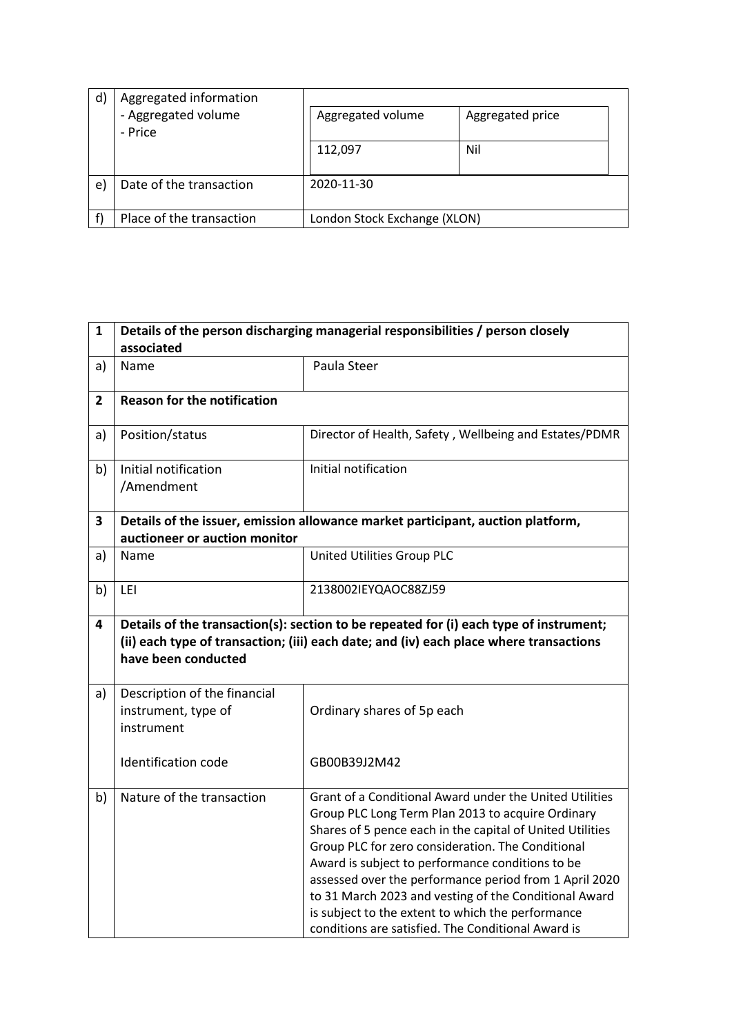| d) | Aggregated information<br>- Aggregated volume<br>- Price | Aggregated volume: 112,097<br>Aggregated price: Nil |
|---|---|---|
| e) | Date of the transaction | 2020-11-30 |
| f) | Place of the transaction | London Stock Exchange (XLON) |

| 1 | **Details of the person discharging managerial responsibilities / person closely associated** | |
|---|---|---|
| a) | Name | Paula Steer |
| **2** | **Reason for the notification** | |
| a) | Position/status | Director of Health, Safety , Wellbeing and Estates/PDMR |
| b) | Initial notification /Amendment | Initial notification |
| **3** | **Details of the issuer, emission allowance market participant, auction platform, auctioneer or auction monitor** | |
| a) | Name | United Utilities Group PLC |
| b) | LEI | 2138002IEYQAOC88ZJ59 |
| **4** | **Details of the transaction(s): section to be repeated for (i) each type of instrument; (ii) each type of transaction; (iii) each date; and (iv) each place where transactions have been conducted** | |
| a) | Description of the financial instrument, type of instrument<br><br>Identification code | Ordinary shares of 5p each<br><br>GB00B39J2M42 |
| b) | Nature of the transaction | Grant of a Conditional Award under the United Utilities Group PLC Long Term Plan 2013 to acquire Ordinary Shares of 5 pence each in the capital of United Utilities Group PLC for zero consideration. The Conditional Award is subject to performance conditions to be assessed over the performance period from 1 April 2020 to 31 March 2023 and vesting of the Conditional Award is subject to the extent to which the performance conditions are satisfied. The Conditional Award is |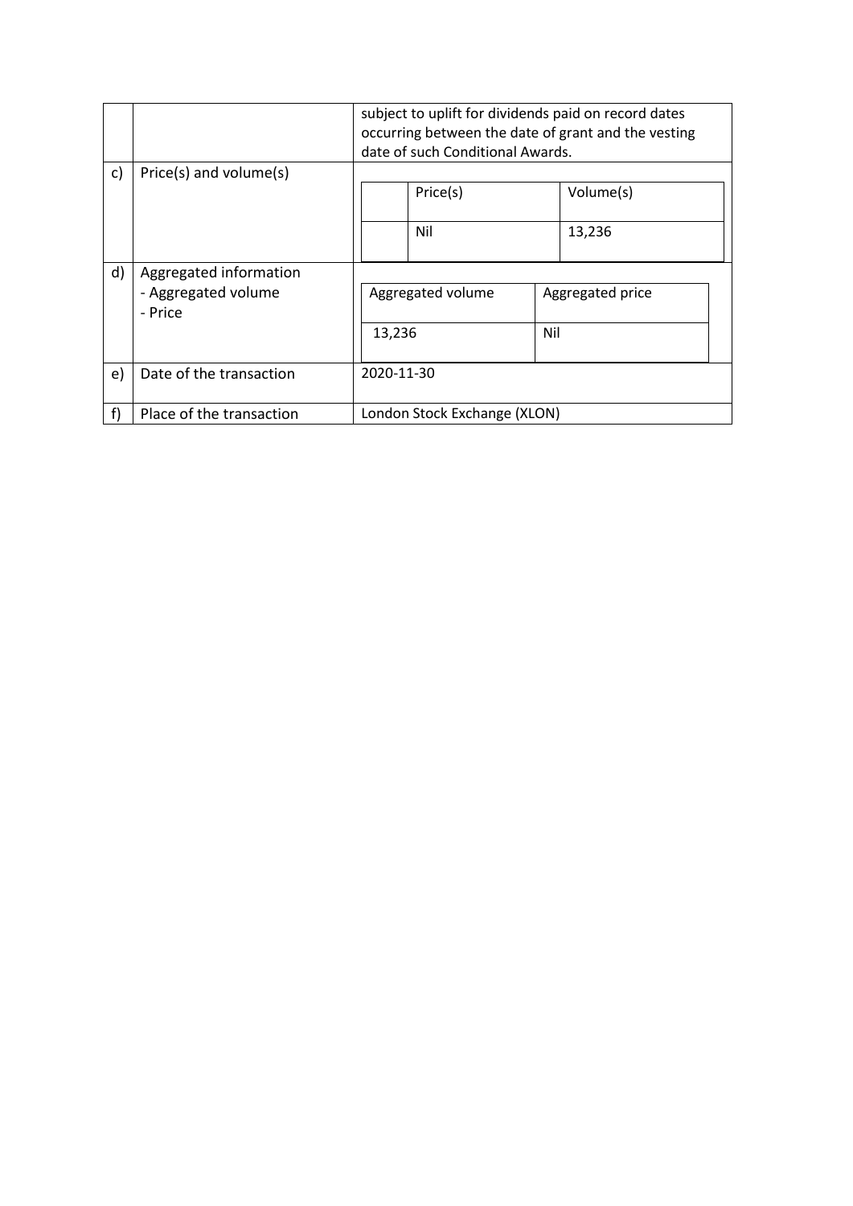| | | |
|---|---|---|
| | | subject to uplift for dividends paid on record dates occurring between the date of grant and the vesting date of such Conditional Awards. |
| c) | Price(s) and volume(s) | Price(s): Nil; Volume(s): 13,236 |
| d) | Aggregated information<br>- Aggregated volume<br>- Price | Aggregated volume: 13,236; Aggregated price: Nil |
| e) | Date of the transaction | 2020-11-30 |
| f) | Place of the transaction | London Stock Exchange (XLON) |